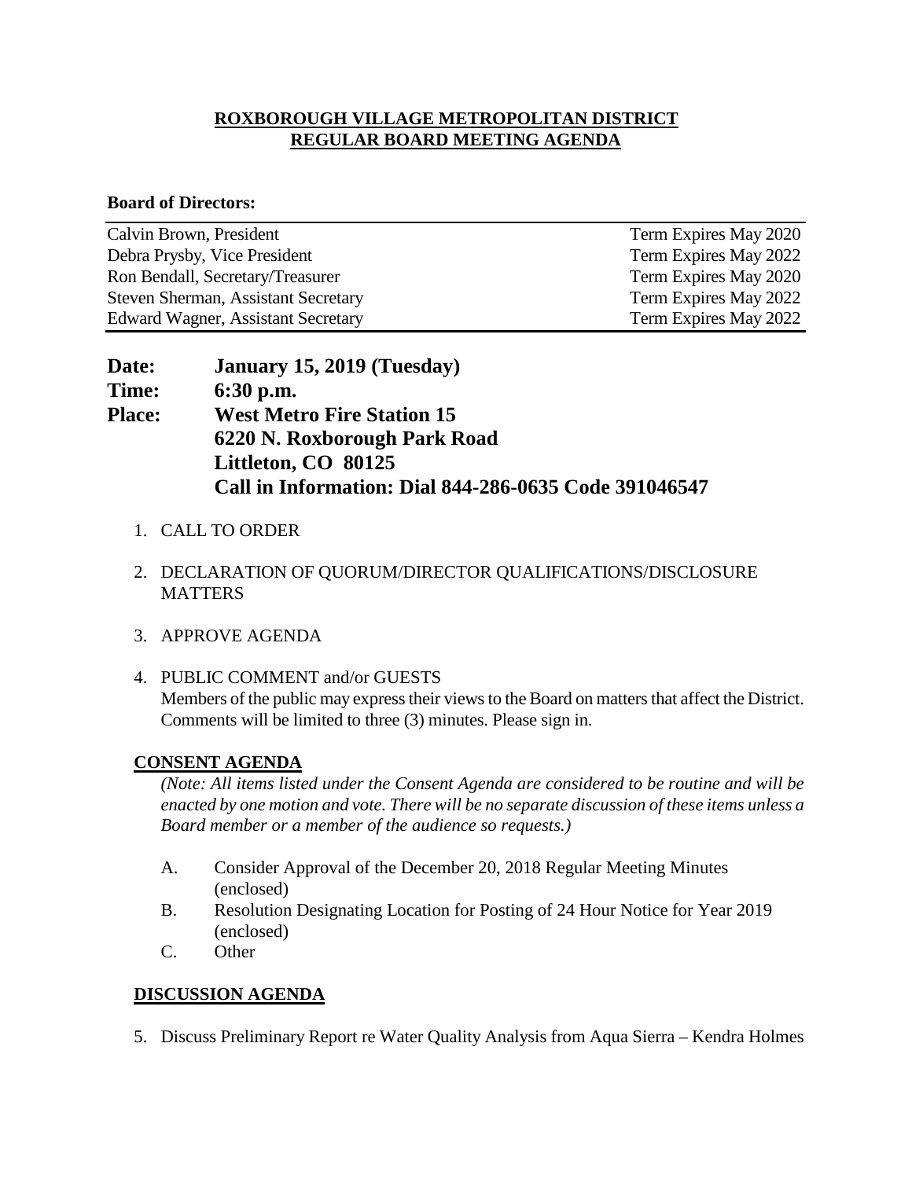**ROXBOROUGH VILLAGE METROPOLITAN DISTRICT**
**REGULAR BOARD MEETING AGENDA**

**Board of Directors:**

| | |
|---|---|
| Calvin Brown, President | Term Expires May 2020 |
| Debra Prysby, Vice President | Term Expires May 2022 |
| Ron Bendall, Secretary/Treasurer | Term Expires May 2020 |
| Steven Sherman, Assistant Secretary | Term Expires May 2022 |
| Edward Wagner, Assistant Secretary | Term Expires May 2022 |

**Date:** **January 15, 2019 (Tuesday)**
**Time:** **6:30 p.m.**
**Place:** **West Metro Fire Station 15**
**6220 N. Roxborough Park Road**
**Littleton, CO 80125**
**Call in Information: Dial 844-286-0635 Code 391046547**

1. CALL TO ORDER

2. DECLARATION OF QUORUM/DIRECTOR QUALIFICATIONS/DISCLOSURE MATTERS

3. APPROVE AGENDA

4. PUBLIC COMMENT and/or GUESTS
   Members of the public may express their views to the Board on matters that affect the District. Comments will be limited to three (3) minutes. Please sign in.

**CONSENT AGENDA**

*(Note: All items listed under the Consent Agenda are considered to be routine and will be enacted by one motion and vote. There will be no separate discussion of these items unless a Board member or a member of the audience so requests.)*

A. Consider Approval of the December 20, 2018 Regular Meeting Minutes (enclosed)
B. Resolution Designating Location for Posting of 24 Hour Notice for Year 2019 (enclosed)
C. Other

**DISCUSSION AGENDA**

5. Discuss Preliminary Report re Water Quality Analysis from Aqua Sierra – Kendra Holmes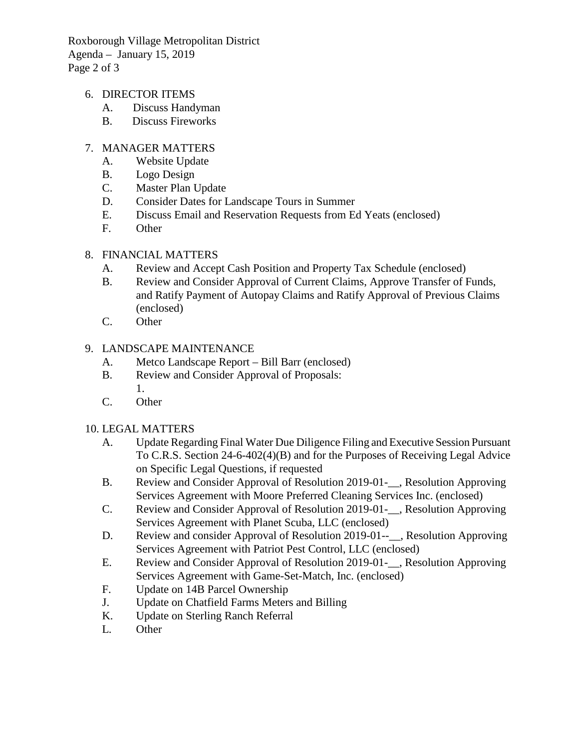6. DIRECTOR ITEMS
   A. Discuss Handyman
   B. Discuss Fireworks

7. MANAGER MATTERS
   A. Website Update
   B. Logo Design
   C. Master Plan Update
   D. Consider Dates for Landscape Tours in Summer
   E. Discuss Email and Reservation Requests from Ed Yeats (enclosed)
   F. Other

8. FINANCIAL MATTERS
   A. Review and Accept Cash Position and Property Tax Schedule (enclosed)
   B. Review and Consider Approval of Current Claims, Approve Transfer of Funds, and Ratify Payment of Autopay Claims and Ratify Approval of Previous Claims (enclosed)
   C. Other

9. LANDSCAPE MAINTENANCE
   A. Metco Landscape Report – Bill Barr (enclosed)
   B. Review and Consider Approval of Proposals:
      1.
   C. Other

10. LEGAL MATTERS
    A. Update Regarding Final Water Due Diligence Filing and Executive Session Pursuant To C.R.S. Section 24-6-402(4)(B) and for the Purposes of Receiving Legal Advice on Specific Legal Questions, if requested
    B. Review and Consider Approval of Resolution 2019-01-__, Resolution Approving Services Agreement with Moore Preferred Cleaning Services Inc. (enclosed)
    C. Review and Consider Approval of Resolution 2019-01-__, Resolution Approving Services Agreement with Planet Scuba, LLC (enclosed)
    D. Review and consider Approval of Resolution 2019-01--__, Resolution Approving Services Agreement with Patriot Pest Control, LLC (enclosed)
    E. Review and Consider Approval of Resolution 2019-01-__, Resolution Approving Services Agreement with Game-Set-Match, Inc. (enclosed)
    F. Update on 14B Parcel Ownership
    J. Update on Chatfield Farms Meters and Billing
    K. Update on Sterling Ranch Referral
    L. Other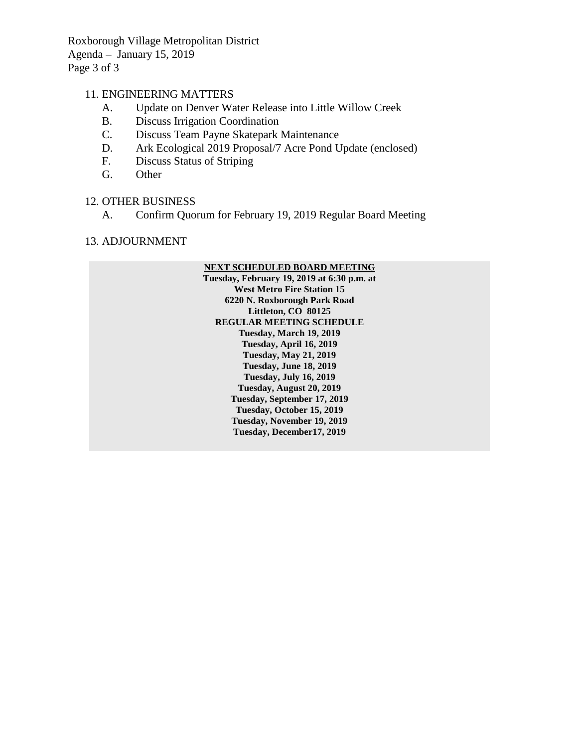11. ENGINEERING MATTERS
    - A. Update on Denver Water Release into Little Willow Creek
    - B. Discuss Irrigation Coordination
    - C. Discuss Team Payne Skatepark Maintenance
    - D. Ark Ecological 2019 Proposal/7 Acre Pond Update (enclosed)
    - F. Discuss Status of Striping
    - G. Other

12. OTHER BUSINESS
    - A. Confirm Quorum for February 19, 2019 Regular Board Meeting

13. ADJOURNMENT

**NEXT SCHEDULED BOARD MEETING**
**Tuesday, February 19, 2019 at 6:30 p.m. at**
**West Metro Fire Station 15**
**6220 N. Roxborough Park Road**
**Littleton, CO 80125**

**REGULAR MEETING SCHEDULE**
**Tuesday, March 19, 2019**
**Tuesday, April 16, 2019**
**Tuesday, May 21, 2019**
**Tuesday, June 18, 2019**
**Tuesday, July 16, 2019**
**Tuesday, August 20, 2019**
**Tuesday, September 17, 2019**
**Tuesday, October 15, 2019**
**Tuesday, November 19, 2019**
**Tuesday, December17, 2019**